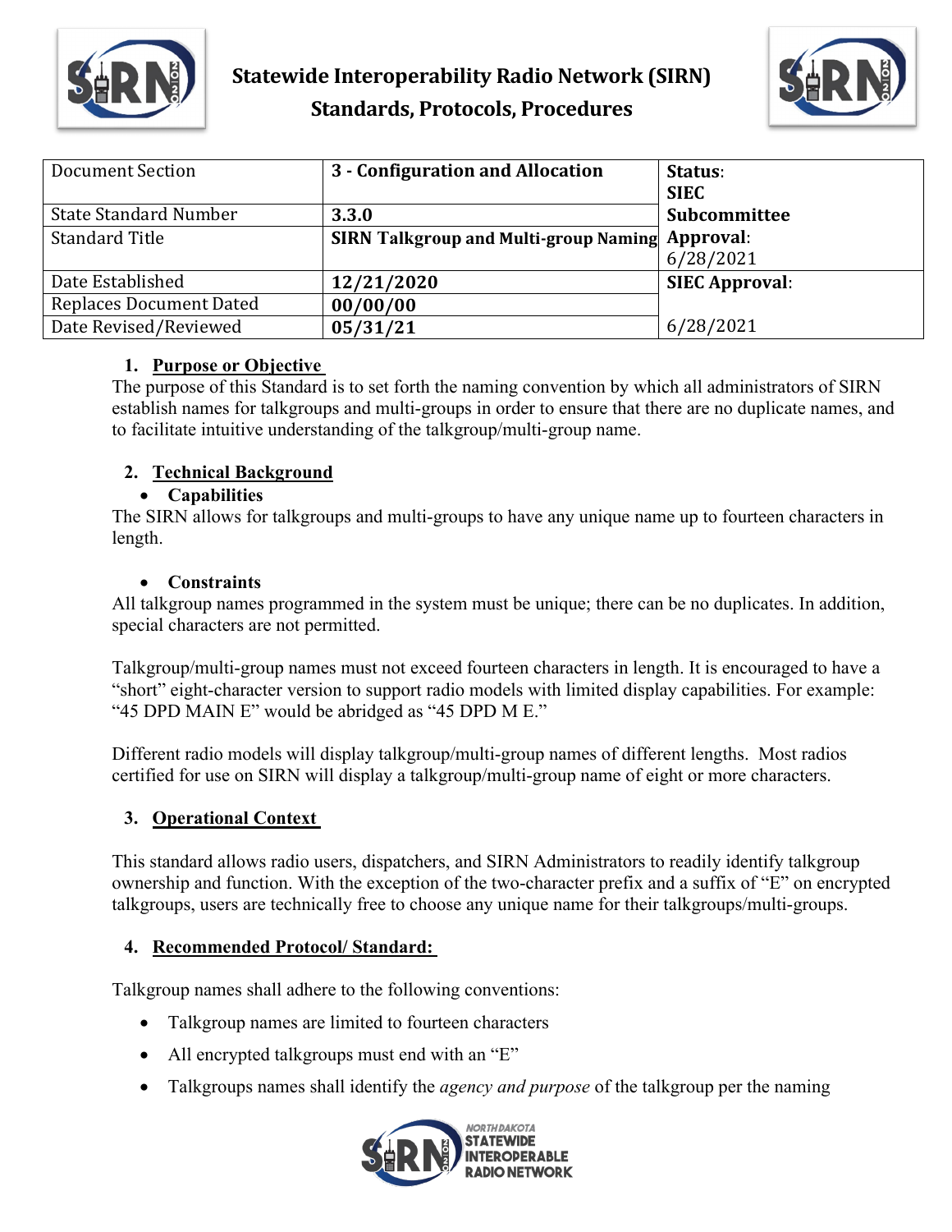# Statewide Interoperability Radio Network (SIRN) Standards, Protocols, Procedures

| Document Section | 3 - Configuration and Allocation | Status: SIEC Subcommittee Approval: 6/28/2021 |
| --- | --- | --- |
| State Standard Number | 3.3.0 | |
| Standard Title | SIRN Talkgroup and Multi-group Naming | |
| Date Established | 12/21/2020 | SIEC Approval: 6/28/2021 |
| Replaces Document Dated | 00/00/00 | |
| Date Revised/Reviewed | 05/31/21 | |

## 1. Purpose or Objective

The purpose of this Standard is to set forth the naming convention by which all administrators of SIRN establish names for talkgroups and multi-groups in order to ensure that there are no duplicate names, and to facilitate intuitive understanding of the talkgroup/multi-group name.

## 2. Technical Background

- **Capabilities**

The SIRN allows for talkgroups and multi-groups to have any unique name up to fourteen characters in length.

- **Constraints**

All talkgroup names programmed in the system must be unique; there can be no duplicates. In addition, special characters are not permitted.

Talkgroup/multi-group names must not exceed fourteen characters in length. It is encouraged to have a "short" eight-character version to support radio models with limited display capabilities. For example: "45 DPD MAIN E" would be abridged as "45 DPD M E."

Different radio models will display talkgroup/multi-group names of different lengths. Most radios certified for use on SIRN will display a talkgroup/multi-group name of eight or more characters.

## 3. Operational Context

This standard allows radio users, dispatchers, and SIRN Administrators to readily identify talkgroup ownership and function. With the exception of the two-character prefix and a suffix of "E" on encrypted talkgroups, users are technically free to choose any unique name for their talkgroups/multi-groups.

## 4. Recommended Protocol/ Standard:

Talkgroup names shall adhere to the following conventions:

- Talkgroup names are limited to fourteen characters
- All encrypted talkgroups must end with an "E"
- Talkgroups names shall identify the *agency and purpose* of the talkgroup per the naming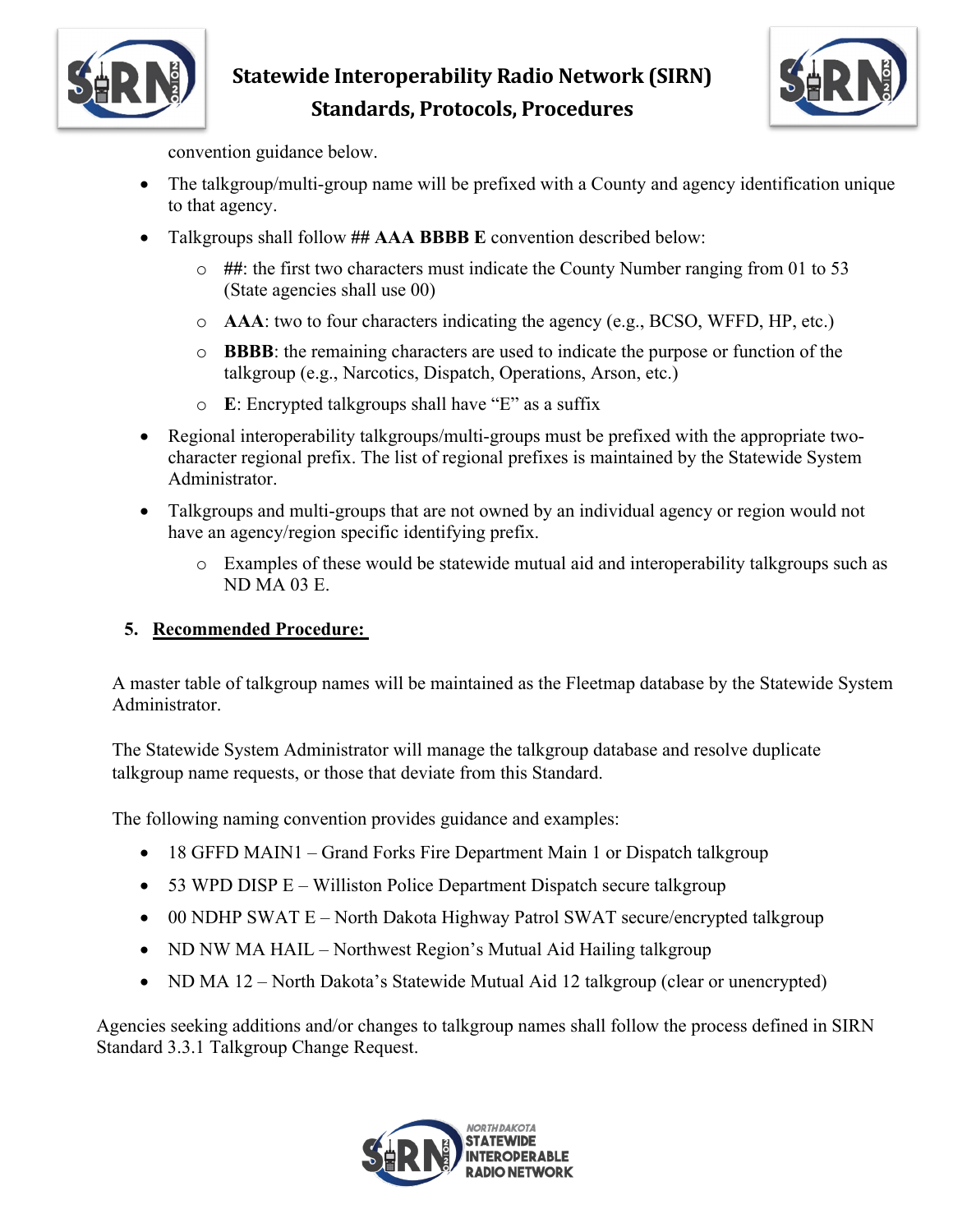convention guidance below.

- The talkgroup/multi-group name will be prefixed with a County and agency identification unique to that agency.
- Talkgroups shall follow **## AAA BBBB E** convention described below:
  - **##**: the first two characters must indicate the County Number ranging from 01 to 53 (State agencies shall use 00)
  - **AAA**: two to four characters indicating the agency (e.g., BCSO, WFFD, HP, etc.)
  - **BBBB**: the remaining characters are used to indicate the purpose or function of the talkgroup (e.g., Narcotics, Dispatch, Operations, Arson, etc.)
  - **E**: Encrypted talkgroups shall have "E" as a suffix
- Regional interoperability talkgroups/multi-groups must be prefixed with the appropriate two-character regional prefix. The list of regional prefixes is maintained by the Statewide System Administrator.
- Talkgroups and multi-groups that are not owned by an individual agency or region would not have an agency/region specific identifying prefix.
  - Examples of these would be statewide mutual aid and interoperability talkgroups such as ND MA 03 E.

**5. Recommended Procedure:**

A master table of talkgroup names will be maintained as the Fleetmap database by the Statewide System Administrator.

The Statewide System Administrator will manage the talkgroup database and resolve duplicate talkgroup name requests, or those that deviate from this Standard.

The following naming convention provides guidance and examples:

- 18 GFFD MAIN1 – Grand Forks Fire Department Main 1 or Dispatch talkgroup
- 53 WPD DISP E – Williston Police Department Dispatch secure talkgroup
- 00 NDHP SWAT E – North Dakota Highway Patrol SWAT secure/encrypted talkgroup
- ND NW MA HAIL – Northwest Region's Mutual Aid Hailing talkgroup
- ND MA 12 – North Dakota's Statewide Mutual Aid 12 talkgroup (clear or unencrypted)

Agencies seeking additions and/or changes to talkgroup names shall follow the process defined in SIRN Standard 3.3.1 Talkgroup Change Request.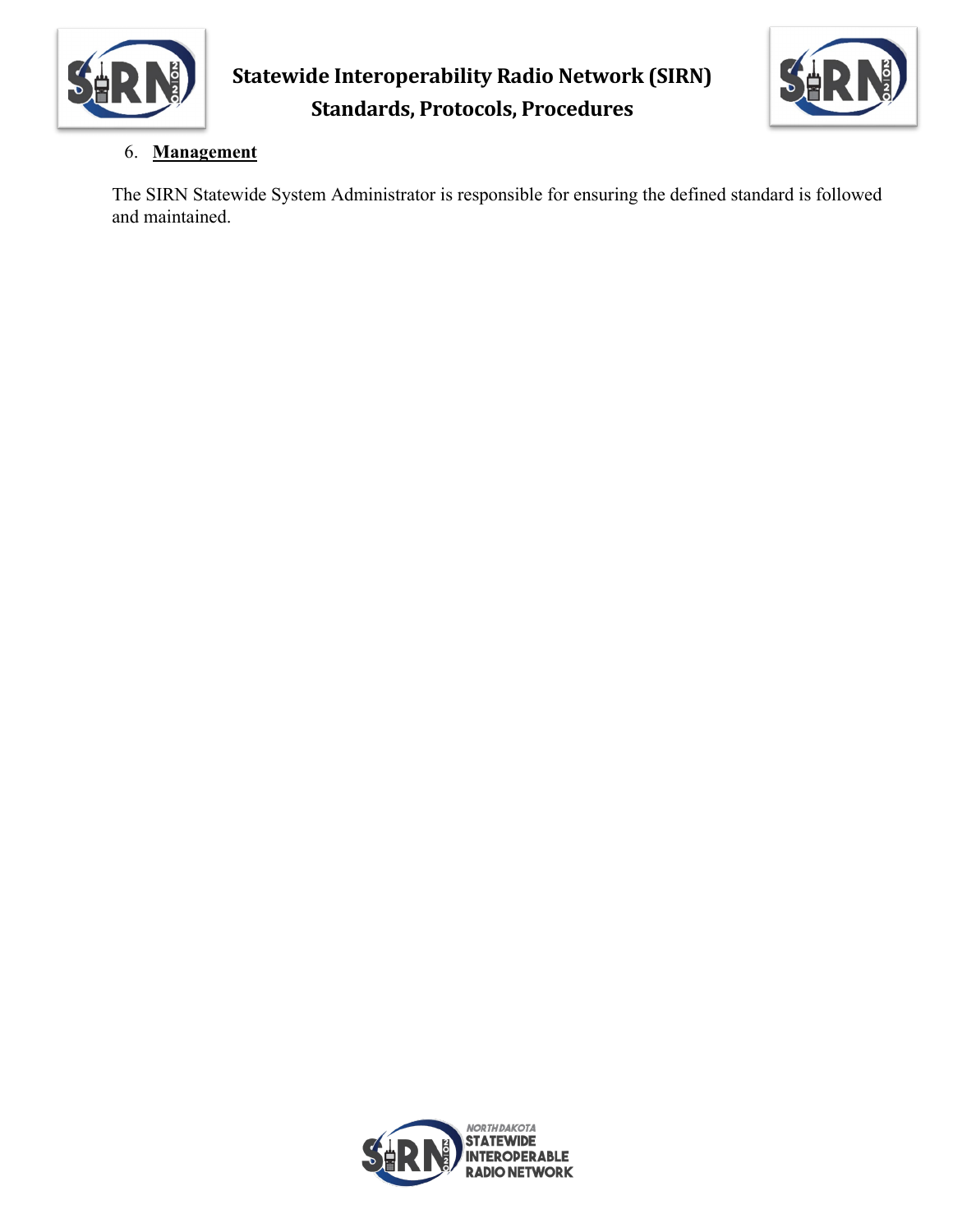6. **Management**

The SIRN Statewide System Administrator is responsible for ensuring the defined standard is followed and maintained.